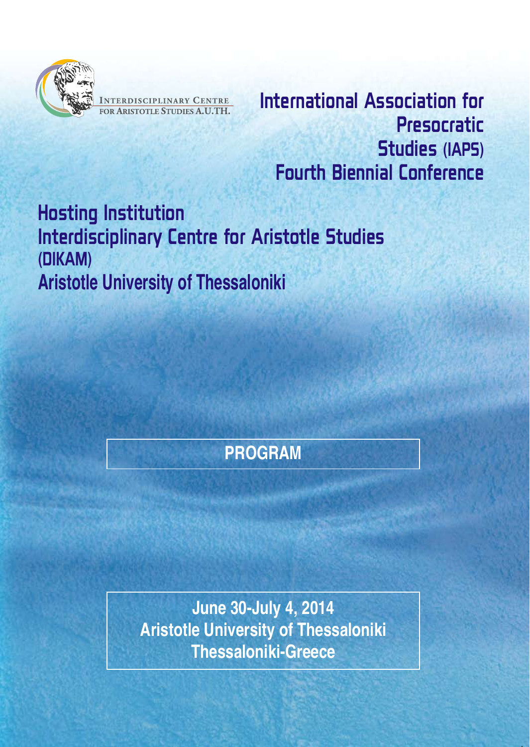INTERDISCIPLINARY CENTRE FOR ARISTOTLE STUDIES A.U.TH.

# International Association for Presocratic Studies (IAPS) Fourth Biennial Conference

## Hosting Institution
## Interdisciplinary Centre for Aristotle Studies (DIKAM)
## Aristotle University of Thessaloniki

**PROGRAM**

**June 30-July 4, 2014**
**Aristotle University of Thessaloniki**
**Thessaloniki-Greece**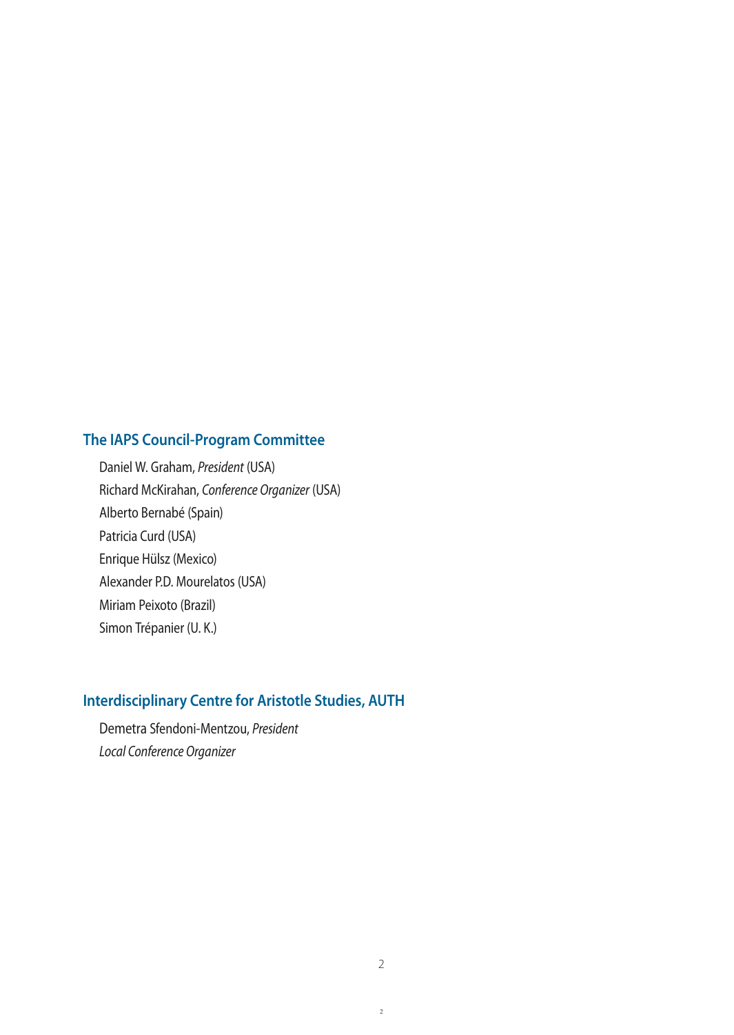## The IAPS Council-Program Committee

Daniel W. Graham, *President* (USA)
Richard McKirahan, *Conference Organizer* (USA)
Alberto Bernabé (Spain)
Patricia Curd (USA)
Enrique Hülsz (Mexico)
Alexander P.D. Mourelatos (USA)
Miriam Peixoto (Brazil)
Simon Trépanier (U. K.)

## Interdisciplinary Centre for Aristotle Studies, AUTH

Demetra Sfendoni-Mentzou, *President*
*Local Conference Organizer*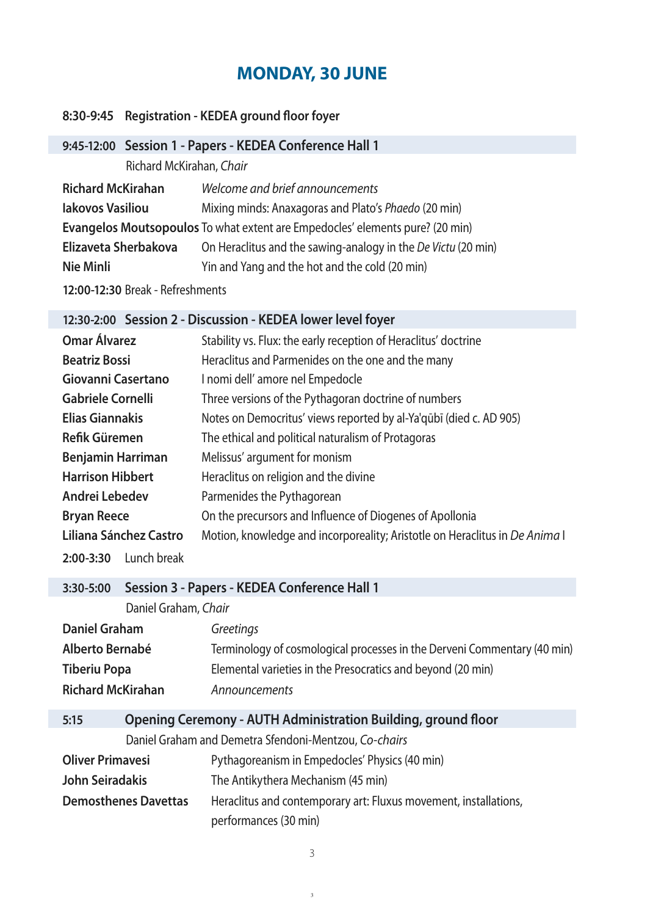# MONDAY, 30 JUNE

**8:30-9:45 Registration - KEDEA ground floor foyer**

## 9:45-12:00 Session 1 - Papers - KEDEA Conference Hall 1

Richard McKirahan, *Chair*

**Richard McKirahan** — *Welcome and brief announcements*

**Iakovos Vasiliou** — Mixing minds: Anaxagoras and Plato's *Phaedo* (20 min)

**Evangelos Moutsopoulos** — To what extent are Empedocles' elements pure? (20 min)

**Elizaveta Sherbakova** — On Heraclitus and the sawing-analogy in the *De Victu* (20 min)

**Nie Minli** — Yin and Yang and the hot and the cold (20 min)

**12:00-12:30** Break - Refreshments

## 12:30-2:00 Session 2 - Discussion - KEDEA lower level foyer

**Omar Álvarez** — Stability vs. Flux: the early reception of Heraclitus' doctrine

**Beatriz Bossi** — Heraclitus and Parmenides on the one and the many

**Giovanni Casertano** — I nomi dell' amore nel Empedocle

**Gabriele Cornelli** — Three versions of the Pythagoran doctrine of numbers

**Elias Giannakis** — Notes on Democritus' views reported by al-Ya'qūbī (died c. AD 905)

**Refik Güremen** — The ethical and political naturalism of Protagoras

**Benjamin Harriman** — Melissus' argument for monism

**Harrison Hibbert** — Heraclitus on religion and the divine

**Andrei Lebedev** — Parmenides the Pythagorean

**Bryan Reece** — On the precursors and Influence of Diogenes of Apollonia

**Liliana Sánchez Castro** — Motion, knowledge and incorporeality; Aristotle on Heraclitus in *De Anima* I

**2:00-3:30** Lunch break

## 3:30-5:00 Session 3 - Papers - KEDEA Conference Hall 1

Daniel Graham, *Chair*

**Daniel Graham** — *Greetings*

**Alberto Bernabé** — Terminology of cosmological processes in the Derveni Commentary (40 min)

**Tiberiu Popa** — Elemental varieties in the Presocratics and beyond (20 min)

**Richard McKirahan** — *Announcements*

## 5:15 Opening Ceremony - AUTH Administration Building, ground floor

Daniel Graham and Demetra Sfendoni-Mentzou, *Co-chairs*

**Oliver Primavesi** — Pythagoreanism in Empedocles' Physics (40 min)

**John Seiradakis** — The Antikythera Mechanism (45 min)

**Demosthenes Davettas** — Heraclitus and contemporary art: Fluxus movement, installations, performances (30 min)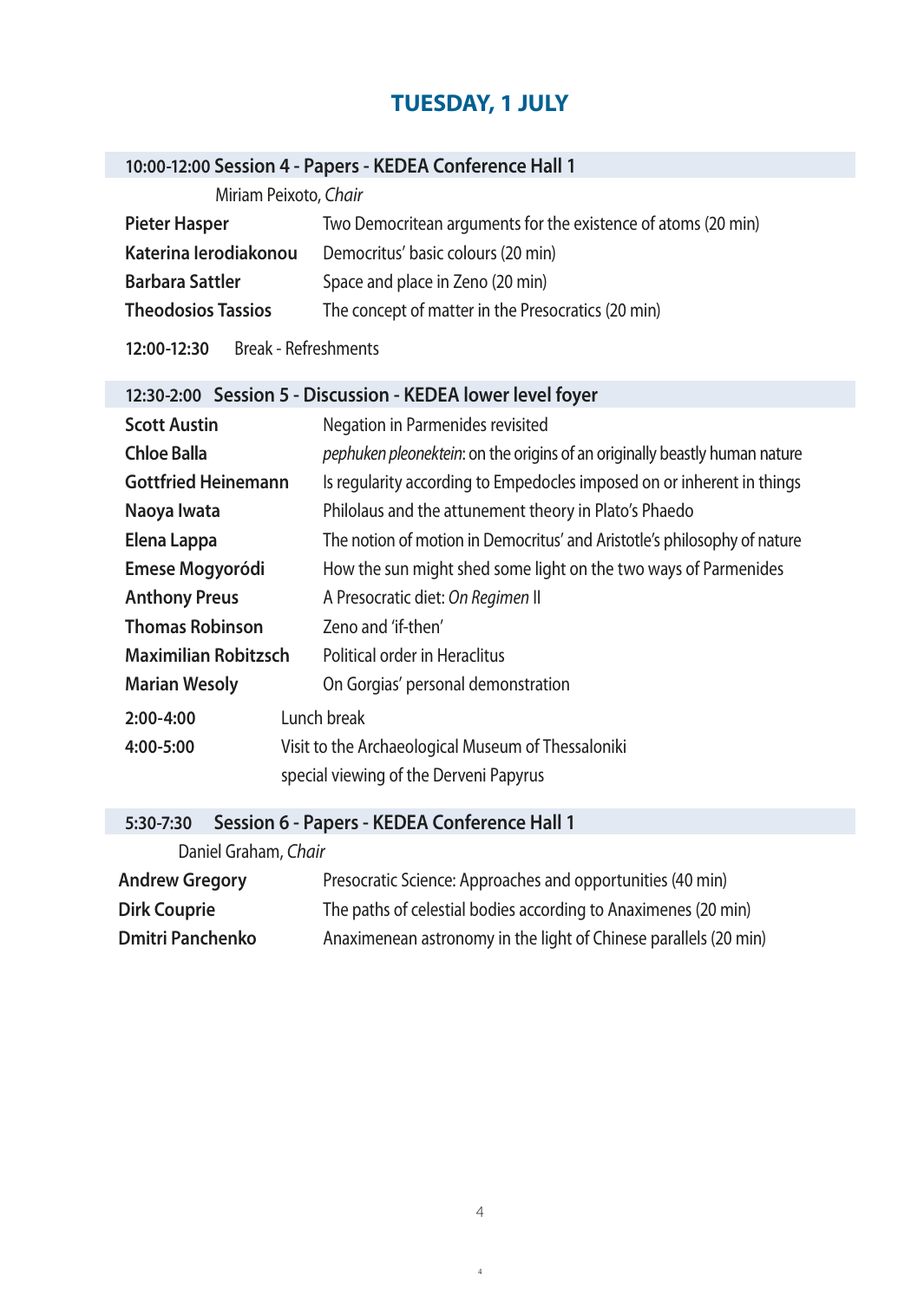# TUESDAY, 1 JULY

## 10:00-12:00 Session 4 - Papers - KEDEA Conference Hall 1

Miriam Peixoto, *Chair*

| | |
|---|---|
| **Pieter Hasper** | Two Democritean arguments for the existence of atoms (20 min) |
| **Katerina Ierodiakonou** | Democritus' basic colours (20 min) |
| **Barbara Sattler** | Space and place in Zeno (20 min) |
| **Theodosios Tassios** | The concept of matter in the Presocratics (20 min) |

**12:00-12:30** Break - Refreshments

## 12:30-2:00 Session 5 - Discussion - KEDEA lower level foyer

| | |
|---|---|
| **Scott Austin** | Negation in Parmenides revisited |
| **Chloe Balla** | *pephuken pleonektein*: on the origins of an originally beastly human nature |
| **Gottfried Heinemann** | Is regularity according to Empedocles imposed on or inherent in things |
| **Naoya Iwata** | Philolaus and the attunement theory in Plato's Phaedo |
| **Elena Lappa** | The notion of motion in Democritus' and Aristotle's philosophy of nature |
| **Emese Mogyoródi** | How the sun might shed some light on the two ways of Parmenides |
| **Anthony Preus** | A Presocratic diet: *On Regimen* II |
| **Thomas Robinson** | Zeno and 'if-then' |
| **Maximilian Robitzsch** | Political order in Heraclitus |
| **Marian Wesoly** | On Gorgias' personal demonstration |

**2:00-4:00** Lunch break

**4:00-5:00** Visit to the Archaeological Museum of Thessaloniki
special viewing of the Derveni Papyrus

## 5:30-7:30 Session 6 - Papers - KEDEA Conference Hall 1

Daniel Graham, *Chair*

| | |
|---|---|
| **Andrew Gregory** | Presocratic Science: Approaches and opportunities (40 min) |
| **Dirk Couprie** | The paths of celestial bodies according to Anaximenes (20 min) |
| **Dmitri Panchenko** | Anaximenean astronomy in the light of Chinese parallels (20 min) |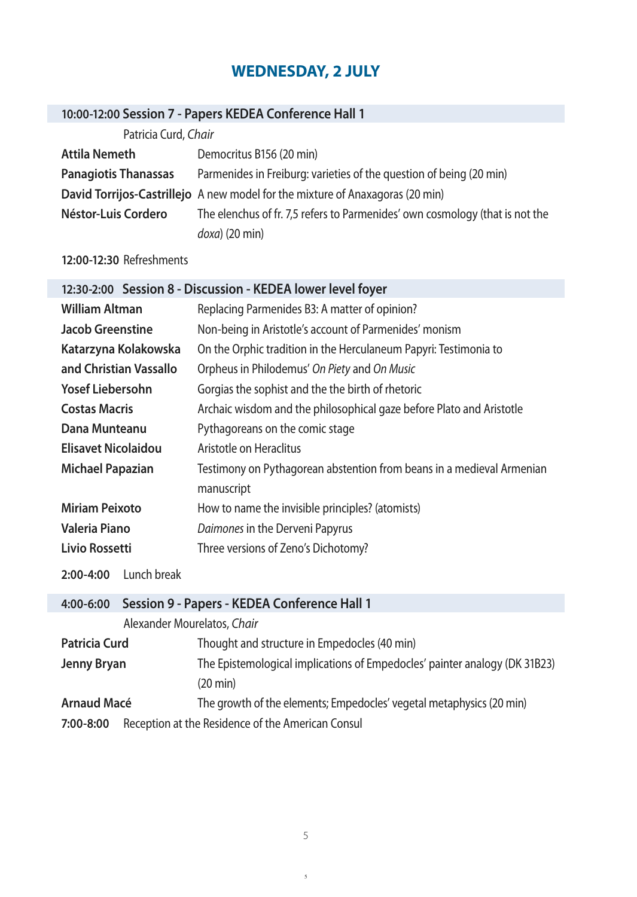# WEDNESDAY, 2 JULY

## 10:00-12:00 Session 7 - Papers KEDEA Conference Hall 1

Patricia Curd, *Chair*

| | |
|---|---|
| **Attila Nemeth** | Democritus B156 (20 min) |
| **Panagiotis Thanassas** | Parmenides in Freiburg: varieties of the question of being (20 min) |
| **David Torrijos-Castrillejo** | A new model for the mixture of Anaxagoras (20 min) |
| **Néstor-Luis Cordero** | The elenchus of fr. 7,5 refers to Parmenides' own cosmology (that is not the *doxa*) (20 min) |

**12:00-12:30** Refreshments

## 12:30-2:00 Session 8 - Discussion - KEDEA lower level foyer

| | |
|---|---|
| **William Altman** | Replacing Parmenides B3: A matter of opinion? |
| **Jacob Greenstine** | Non-being in Aristotle's account of Parmenides' monism |
| **Katarzyna Kolakowska and Christian Vassallo** | On the Orphic tradition in the Herculaneum Papyri: Testimonia to Orpheus in Philodemus' *On Piety* and *On Music* |
| **Yosef Liebersohn** | Gorgias the sophist and the the birth of rhetoric |
| **Costas Macris** | Archaic wisdom and the philosophical gaze before Plato and Aristotle |
| **Dana Munteanu** | Pythagoreans on the comic stage |
| **Elisavet Nicolaidou** | Aristotle on Heraclitus |
| **Michael Papazian** | Testimony on Pythagorean abstention from beans in a medieval Armenian manuscript |
| **Miriam Peixoto** | How to name the invisible principles? (atomists) |
| **Valeria Piano** | *Daimones* in the Derveni Papyrus |
| **Livio Rossetti** | Three versions of Zeno's Dichotomy? |

**2:00-4:00** Lunch break

## 4:00-6:00 Session 9 - Papers - KEDEA Conference Hall 1

Alexander Mourelatos, *Chair*

| | |
|---|---|
| **Patricia Curd** | Thought and structure in Empedocles (40 min) |
| **Jenny Bryan** | The Epistemological implications of Empedocles' painter analogy (DK 31B23) (20 min) |
| **Arnaud Macé** | The growth of the elements; Empedocles' vegetal metaphysics (20 min) |

**7:00-8:00** Reception at the Residence of the American Consul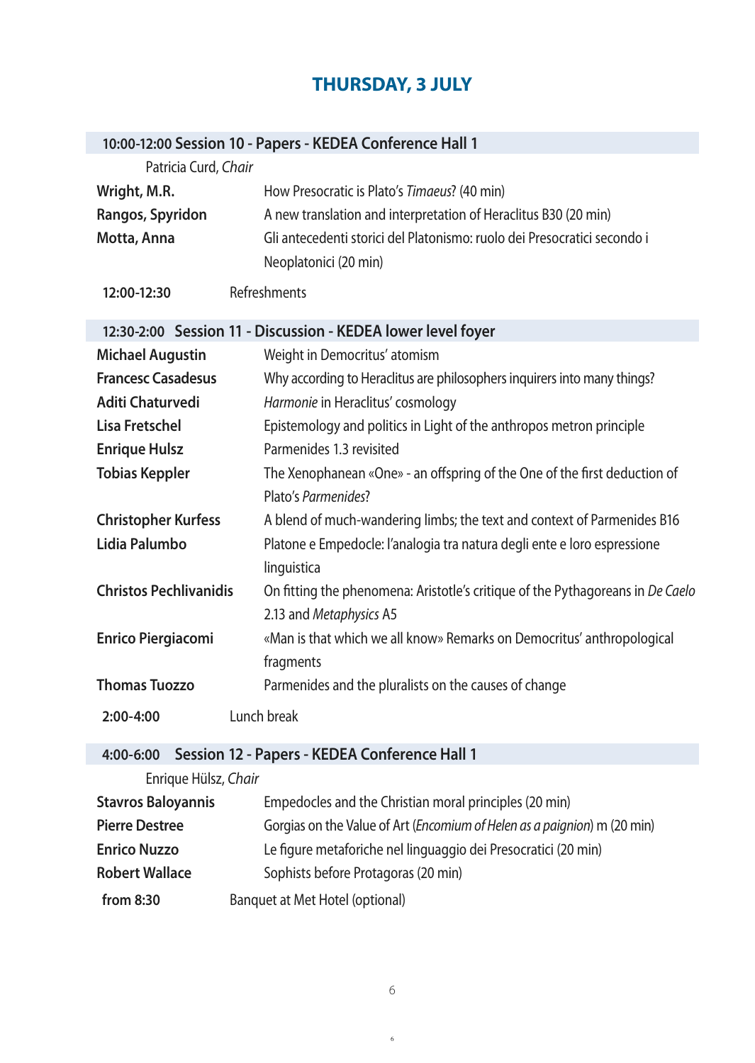# THURSDAY, 3 JULY

## 10:00-12:00 Session 10 - Papers - KEDEA Conference Hall 1

Patricia Curd, *Chair*

| | |
|---|---|
| **Wright, M.R.** | How Presocratic is Plato's *Timaeus*? (40 min) |
| **Rangos, Spyridon** | A new translation and interpretation of Heraclitus B30 (20 min) |
| **Motta, Anna** | Gli antecedenti storici del Platonismo: ruolo dei Presocratici secondo i Neoplatonici (20 min) |

**12:00-12:30** Refreshments

## 12:30-2:00 Session 11 - Discussion - KEDEA lower level foyer

| | |
|---|---|
| **Michael Augustin** | Weight in Democritus' atomism |
| **Francesc Casadesus** | Why according to Heraclitus are philosophers inquirers into many things? |
| **Aditi Chaturvedi** | *Harmonie* in Heraclitus' cosmology |
| **Lisa Fretschel** | Epistemology and politics in Light of the anthropos metron principle |
| **Enrique Hulsz** | Parmenides 1.3 revisited |
| **Tobias Keppler** | The Xenophanean «One» - an offspring of the One of the first deduction of Plato's *Parmenides*? |
| **Christopher Kurfess** | A blend of much-wandering limbs; the text and context of Parmenides B16 |
| **Lidia Palumbo** | Platone e Empedocle: l'analogia tra natura degli ente e loro espressione linguistica |
| **Christos Pechlivanidis** | On fitting the phenomena: Aristotle's critique of the Pythagoreans in *De Caelo* 2.13 and *Metaphysics* A5 |
| **Enrico Piergiacomi** | «Man is that which we all know» Remarks on Democritus' anthropological fragments |
| **Thomas Tuozzo** | Parmenides and the pluralists on the causes of change |

**2:00-4:00** Lunch break

## 4:00-6:00 Session 12 - Papers - KEDEA Conference Hall 1

Enrique Hülsz, *Chair*

| | |
|---|---|
| **Stavros Baloyannis** | Empedocles and the Christian moral principles (20 min) |
| **Pierre Destree** | Gorgias on the Value of Art (*Encomium of Helen as a paignion*) m (20 min) |
| **Enrico Nuzzo** | Le figure metaforiche nel linguaggio dei Presocratici (20 min) |
| **Robert Wallace** | Sophists before Protagoras (20 min) |

**from 8:30** Banquet at Met Hotel (optional)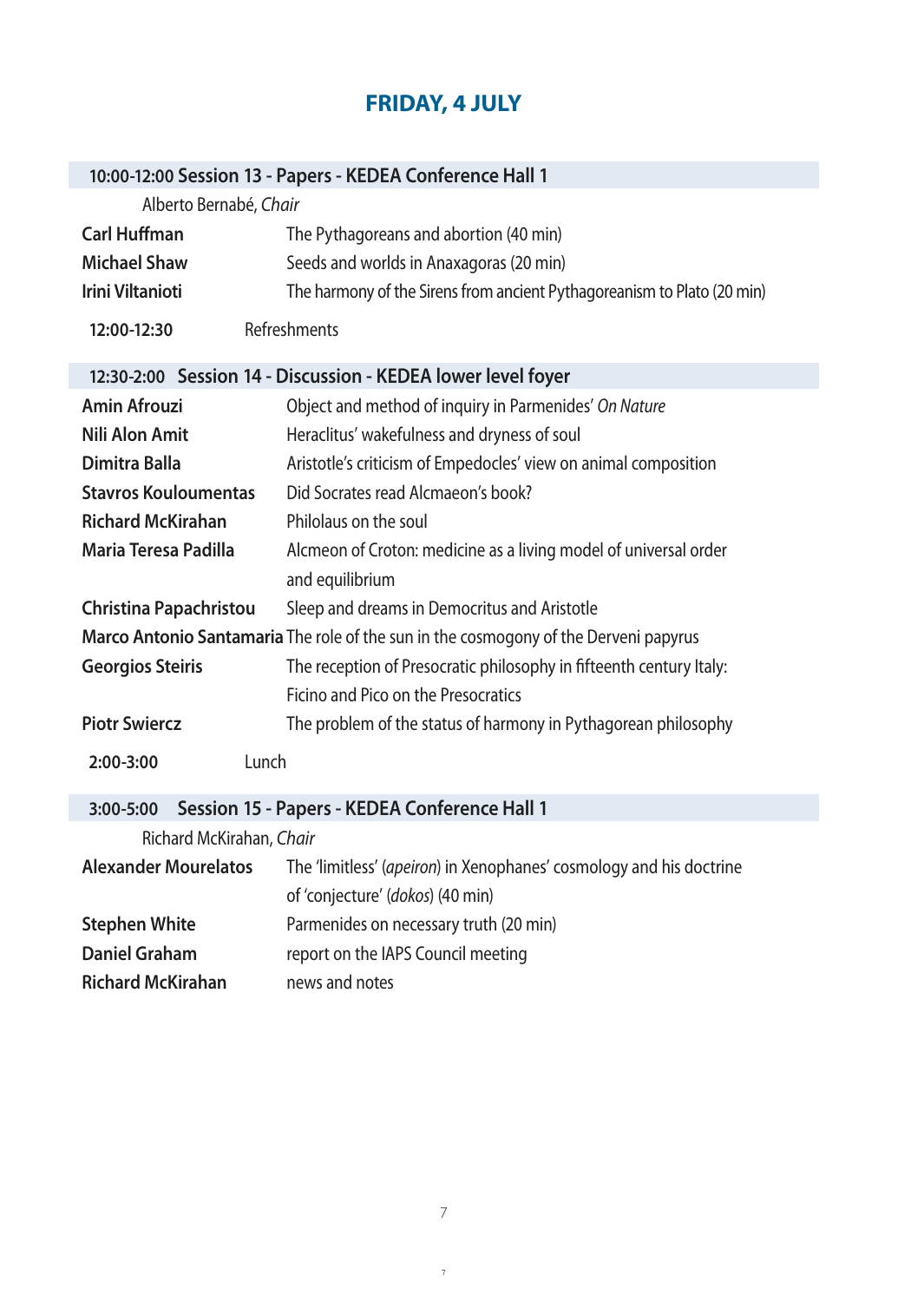# FRIDAY, 4 JULY

## 10:00-12:00 Session 13 - Papers - KEDEA Conference Hall 1

Alberto Bernabé, *Chair*

| | |
|---|---|
| **Carl Huffman** | The Pythagoreans and abortion (40 min) |
| **Michael Shaw** | Seeds and worlds in Anaxagoras (20 min) |
| **Irini Viltanioti** | The harmony of the Sirens from ancient Pythagoreanism to Plato (20 min) |

**12:00-12:30** Refreshments

## 12:30-2:00 Session 14 - Discussion - KEDEA lower level foyer

| | |
|---|---|
| **Amin Afrouzi** | Object and method of inquiry in Parmenides' *On Nature* |
| **Nili Alon Amit** | Heraclitus' wakefulness and dryness of soul |
| **Dimitra Balla** | Aristotle's criticism of Empedocles' view on animal composition |
| **Stavros Kouloumentas** | Did Socrates read Alcmaeon's book? |
| **Richard McKirahan** | Philolaus on the soul |
| **Maria Teresa Padilla** | Alcmeon of Croton: medicine as a living model of universal order and equilibrium |
| **Christina Papachristou** | Sleep and dreams in Democritus and Aristotle |
| **Marco Antonio Santamaria** | The role of the sun in the cosmogony of the Derveni papyrus |
| **Georgios Steiris** | The reception of Presocratic philosophy in fifteenth century Italy: Ficino and Pico on the Presocratics |
| **Piotr Swiercz** | The problem of the status of harmony in Pythagorean philosophy |

**2:00-3:00** Lunch

## 3:00-5:00 Session 15 - Papers - KEDEA Conference Hall 1

Richard McKirahan, *Chair*

| | |
|---|---|
| **Alexander Mourelatos** | The 'limitless' (*apeiron*) in Xenophanes' cosmology and his doctrine of 'conjecture' (*dokos*) (40 min) |
| **Stephen White** | Parmenides on necessary truth (20 min) |
| **Daniel Graham** | report on the IAPS Council meeting |
| **Richard McKirahan** | news and notes |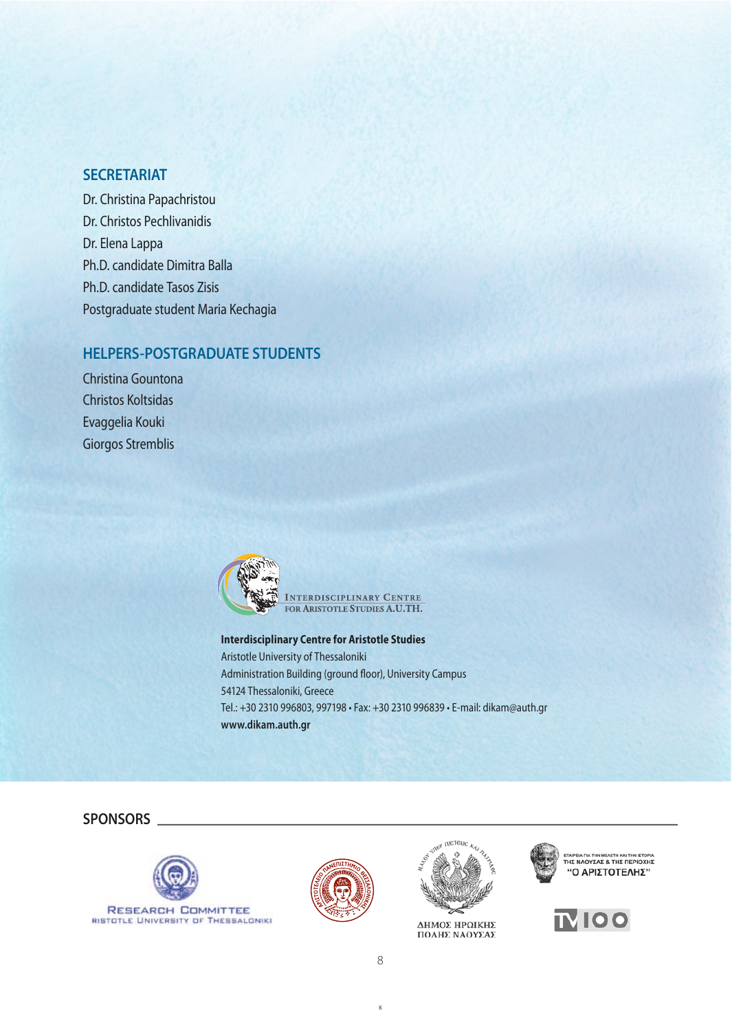## SECRETARIAT

Dr. Christina Papachristou
Dr. Christos Pechlivanidis
Dr. Elena Lappa
Ph.D. candidate Dimitra Balla
Ph.D. candidate Tasos Zisis
Postgraduate student Maria Kechagia

## HELPERS-POSTGRADUATE STUDENTS

Christina Gountona
Christos Koltsidas
Evaggelia Kouki
Giorgos Stremblis

INTERDISCIPLINARY CENTRE FOR ARISTOTLE STUDIES A.U.TH.

**Interdisciplinary Centre for Aristotle Studies**
Aristotle University of Thessaloniki
Administration Building (ground floor), University Campus
54124 Thessaloniki, Greece
Tel.: +30 2310 996803, 997198 • Fax: +30 2310 996839 • E-mail: dikam@auth.gr
**www.dikam.auth.gr**

## SPONSORS

RESEARCH COMMITTEE
ARISTOTLE UNIVERSITY OF THESSALONIKI

ΑΡΙΣΤΟΤΕΛΕΙΟ ΠΑΝΕΠΙΣΤΗΜΙΟ ΘΕΣΣΑΛΟΝΙΚΗΣ

ΔΗΜΟΣ ΗΡΩΙΚΗΣ ΠΟΛΗΣ ΝΑΟΥΣΑΣ

ΕΤΑΙΡΕΙΑ ΓΙΑ ΤΗΝ ΜΕΛΕΤΗ ΚΑΙ ΤΗΝ ΙΣΤΟΡΙΑ ΤΗΣ ΝΑΟΥΣΑΣ & ΤΗΣ ΠΕΡΙΟΧΗΣ "Ο ΑΡΙΣΤΟΤΕΛΗΣ"

TV100